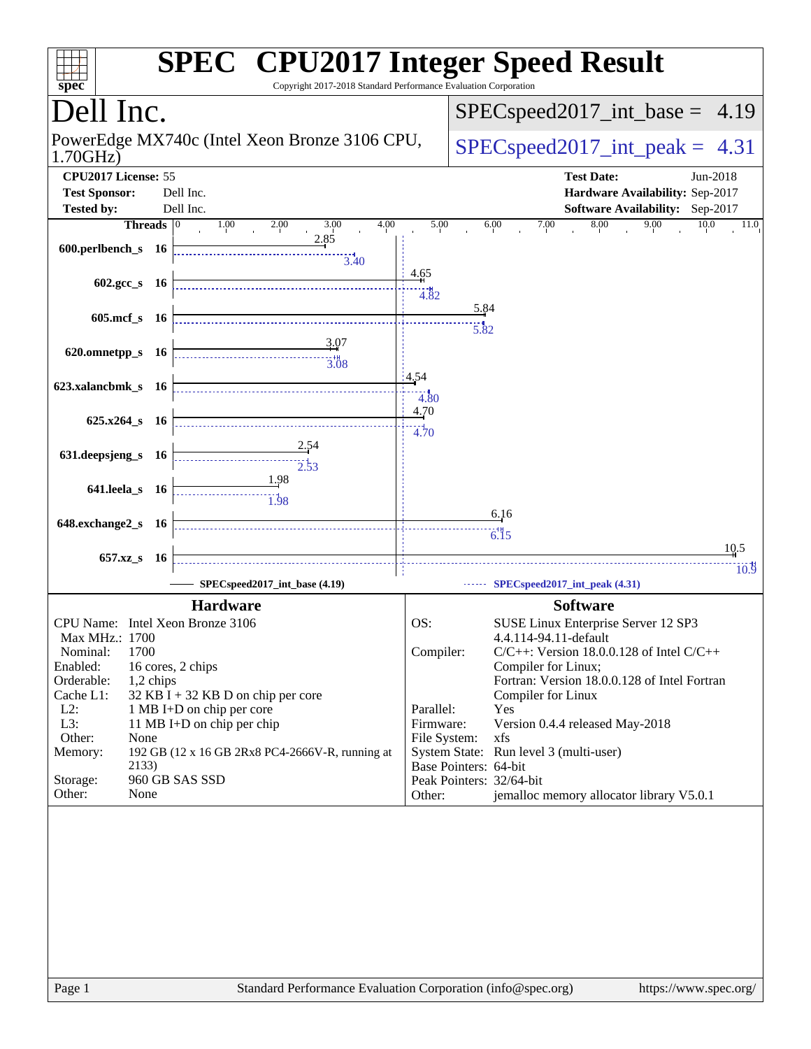# SPEC CPU2017 Integer Speed Result

Copyright 2017-2018 Standard Performance Evaluation Corporation

## Dell Inc.

PowerEdge MX740c (Intel Xeon Bronze 3106 CPU, 1.70GHz)

SPECspeed2017_int_base = 4.19

SPECspeed2017_int_peak = 4.31

| | | | |
|---|---|---|---|
| **CPU2017 License:** | 55 | **Test Date:** | Jun-2018 |
| **Test Sponsor:** | Dell Inc. | **Hardware Availability:** | Sep-2017 |
| **Tested by:** | Dell Inc. | **Software Availability:** | Sep-2017 |

| Benchmark | Threads | Base | Peak |
|---|---|---|---|
| 600.perlbench_s | 16 | 2.85 | 3.40 |
| 602.gcc_s | 16 | 4.65 | 4.82 |
| 605.mcf_s | 16 | 5.84 | 5.82 |
| 620.omnetpp_s | 16 | 3.07 | 3.08 |
| 623.xalancbmk_s | 16 | 4.54 | 4.80 |
| 625.x264_s | 16 | 4.70 | 4.70 |
| 631.deepsjeng_s | 16 | 2.54 | 2.53 |
| 641.leela_s | 16 | 1.98 | 1.98 |
| 648.exchange2_s | 16 | 6.16 | 6.15 |
| 657.xz_s | 16 | 10.5 | 10.9 |

SPECspeed2017_int_base (4.19) SPECspeed2017_int_peak (4.31)

### Hardware

| | |
|---|---|
| CPU Name: | Intel Xeon Bronze 3106 |
| Max MHz.: | 1700 |
| Nominal: | 1700 |
| Enabled: | 16 cores, 2 chips |
| Orderable: | 1,2 chips |
| Cache L1: | 32 KB I + 32 KB D on chip per core |
| L2: | 1 MB I+D on chip per core |
| L3: | 11 MB I+D on chip per chip |
| Other: | None |
| Memory: | 192 GB (12 x 16 GB 2Rx8 PC4-2666V-R, running at 2133) |
| Storage: | 960 GB SAS SSD |
| Other: | None |

### Software

| | |
|---|---|
| OS: | SUSE Linux Enterprise Server 12 SP3 4.4.114-94.11-default |
| Compiler: | C/C++: Version 18.0.0.128 of Intel C/C++ Compiler for Linux; Fortran: Version 18.0.0.128 of Intel Fortran Compiler for Linux |
| Parallel: | Yes |
| Firmware: | Version 0.4.4 released May-2018 |
| File System: | xfs |
| System State: | Run level 3 (multi-user) |
| Base Pointers: | 64-bit |
| Peak Pointers: | 32/64-bit |
| Other: | jemalloc memory allocator library V5.0.1 |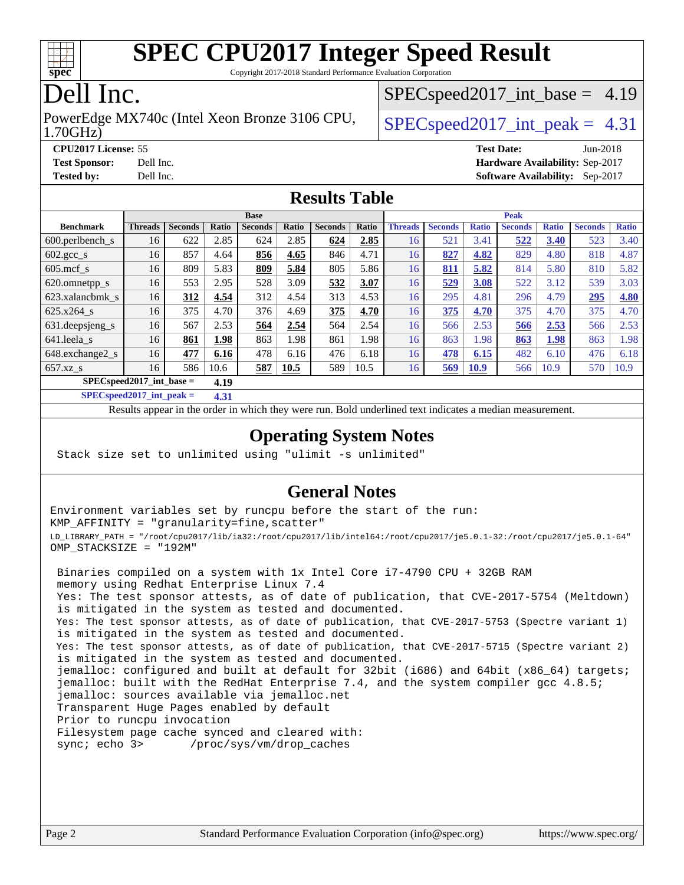# SPEC CPU2017 Integer Speed Result

Copyright 2017-2018 Standard Performance Evaluation Corporation

# Dell Inc.

PowerEdge MX740c (Intel Xeon Bronze 3106 CPU, 1.70GHz)

SPECspeed2017_int_base = 4.19

SPECspeed2017_int_peak = 4.31

**CPU2017 License:** 55
**Test Sponsor:** Dell Inc.
**Tested by:** Dell Inc.

**Test Date:** Jun-2018
**Hardware Availability:** Sep-2017
**Software Availability:** Sep-2017

## Results Table

| Benchmark | Base | | | | | | | Peak | | | | | | |
|---|---|---|---|---|---|---|---|---|---|---|---|---|---|---|
| | Threads | Seconds | Ratio | Seconds | Ratio | Seconds | Ratio | Threads | Seconds | Ratio | Seconds | Ratio | Seconds | Ratio |
| 600.perlbench_s | 16 | 622 | 2.85 | 624 | 2.85 | **624** | **2.85** | 16 | 521 | 3.41 | **522** | **3.40** | 523 | 3.40 |
| 602.gcc_s | 16 | 857 | 4.64 | **856** | **4.65** | 846 | 4.71 | 16 | **827** | **4.82** | 829 | 4.80 | 818 | 4.87 |
| 605.mcf_s | 16 | 809 | 5.83 | **809** | **5.84** | 805 | 5.86 | 16 | **811** | **5.82** | 814 | 5.80 | 810 | 5.82 |
| 620.omnetpp_s | 16 | 553 | 2.95 | 528 | 3.09 | **532** | **3.07** | 16 | **529** | **3.08** | 522 | 3.12 | 539 | 3.03 |
| 623.xalancbmk_s | 16 | **312** | **4.54** | 312 | 4.54 | 313 | 4.53 | 16 | 295 | 4.81 | 296 | 4.79 | **295** | **4.80** |
| 625.x264_s | 16 | 375 | 4.70 | 376 | 4.69 | **375** | **4.70** | 16 | **375** | **4.70** | 375 | 4.70 | 375 | 4.70 |
| 631.deepsjeng_s | 16 | 567 | 2.53 | **564** | **2.54** | 564 | 2.54 | 16 | 566 | 2.53 | **566** | **2.53** | 566 | 2.53 |
| 641.leela_s | 16 | **861** | **1.98** | 863 | 1.98 | 861 | 1.98 | 16 | 863 | 1.98 | **863** | **1.98** | 863 | 1.98 |
| 648.exchange2_s | 16 | **477** | **6.16** | 478 | 6.16 | 476 | 6.18 | 16 | **478** | **6.15** | 482 | 6.10 | 476 | 6.18 |
| 657.xz_s | 16 | 586 | 10.6 | **587** | **10.5** | 589 | 10.5 | 16 | **569** | **10.9** | 566 | 10.9 | 570 | 10.9 |

SPECspeed2017_int_base = 4.19

SPECspeed2017_int_peak = 4.31

Results appear in the order in which they were run. Bold underlined text indicates a median measurement.

## Operating System Notes

```
Stack size set to unlimited using "ulimit -s unlimited"
```

## General Notes

```
Environment variables set by runcpu before the start of the run:
KMP_AFFINITY = "granularity=fine,scatter"
LD_LIBRARY_PATH = "/root/cpu2017/lib/ia32:/root/cpu2017/lib/intel64:/root/cpu2017/je5.0.1-32:/root/cpu2017/je5.0.1-64"
OMP_STACKSIZE = "192M"

 Binaries compiled on a system with 1x Intel Core i7-4790 CPU + 32GB RAM
 memory using Redhat Enterprise Linux 7.4
 Yes: The test sponsor attests, as of date of publication, that CVE-2017-5754 (Meltdown)
 is mitigated in the system as tested and documented.
 Yes: The test sponsor attests, as of date of publication, that CVE-2017-5753 (Spectre variant 1)
 is mitigated in the system as tested and documented.
 Yes: The test sponsor attests, as of date of publication, that CVE-2017-5715 (Spectre variant 2)
 is mitigated in the system as tested and documented.
 jemalloc: configured and built at default for 32bit (i686) and 64bit (x86_64) targets;
 jemalloc: built with the RedHat Enterprise 7.4, and the system compiler gcc 4.8.5;
 jemalloc: sources available via jemalloc.net
 Transparent Huge Pages enabled by default
 Prior to runcpu invocation
 Filesystem page cache synced and cleared with:
 sync; echo 3>       /proc/sys/vm/drop_caches
```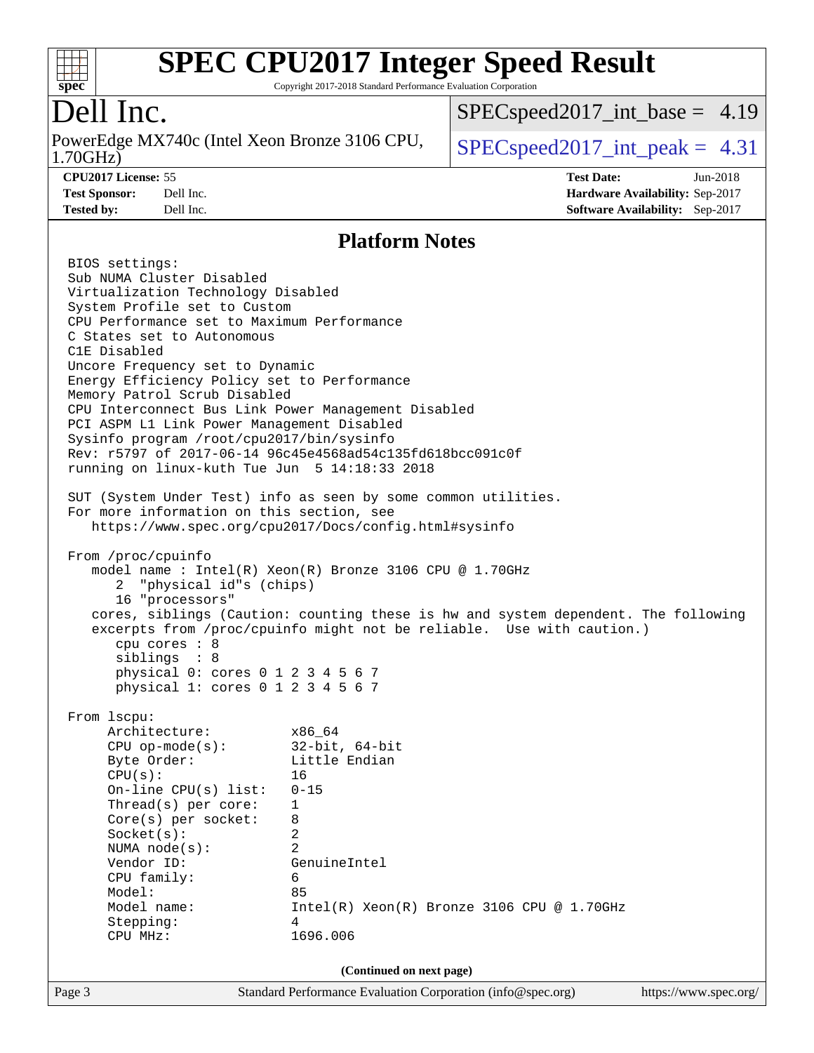# SPEC CPU2017 Integer Speed Result

Copyright 2017-2018 Standard Performance Evaluation Corporation

## Dell Inc.

PowerEdge MX740c (Intel Xeon Bronze 3106 CPU, 1.70GHz)

SPECspeed2017_int_base = 4.19

SPECspeed2017_int_peak = 4.31

**CPU2017 License:** 55
**Test Sponsor:** Dell Inc.
**Tested by:** Dell Inc.

**Test Date:** Jun-2018
**Hardware Availability:** Sep-2017
**Software Availability:** Sep-2017

## Platform Notes

```
BIOS settings:
Sub NUMA Cluster Disabled
Virtualization Technology Disabled
System Profile set to Custom
CPU Performance set to Maximum Performance
C States set to Autonomous
C1E Disabled
Uncore Frequency set to Dynamic
Energy Efficiency Policy set to Performance
Memory Patrol Scrub Disabled
CPU Interconnect Bus Link Power Management Disabled
PCI ASPM L1 Link Power Management Disabled
Sysinfo program /root/cpu2017/bin/sysinfo
Rev: r5797 of 2017-06-14 96c45e4568ad54c135fd618bcc091c0f
running on linux-kuth Tue Jun  5 14:18:33 2018

SUT (System Under Test) info as seen by some common utilities.
For more information on this section, see
   https://www.spec.org/cpu2017/Docs/config.html#sysinfo

From /proc/cpuinfo
   model name : Intel(R) Xeon(R) Bronze 3106 CPU @ 1.70GHz
      2  "physical id"s (chips)
      16 "processors"
   cores, siblings (Caution: counting these is hw and system dependent. The following
   excerpts from /proc/cpuinfo might not be reliable.  Use with caution.)
      cpu cores : 8
      siblings  : 8
      physical 0: cores 0 1 2 3 4 5 6 7
      physical 1: cores 0 1 2 3 4 5 6 7

From lscpu:
     Architecture:          x86_64
     CPU op-mode(s):        32-bit, 64-bit
     Byte Order:            Little Endian
     CPU(s):                16
     On-line CPU(s) list:   0-15
     Thread(s) per core:    1
     Core(s) per socket:    8
     Socket(s):             2
     NUMA node(s):          2
     Vendor ID:             GenuineIntel
     CPU family:            6
     Model:                 85
     Model name:            Intel(R) Xeon(R) Bronze 3106 CPU @ 1.70GHz
     Stepping:              4
     CPU MHz:               1696.006
```

(Continued on next page)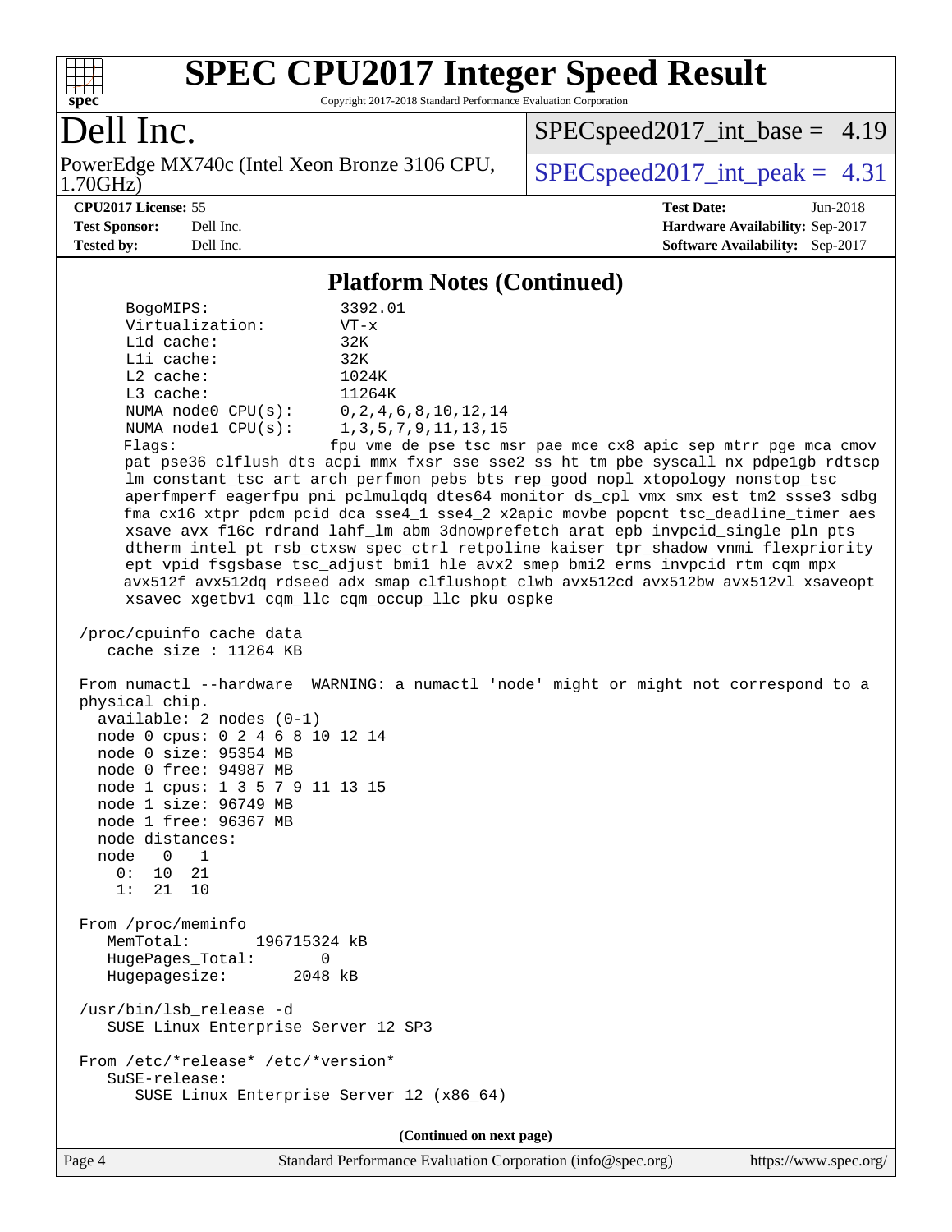# SPEC CPU2017 Integer Speed Result

Copyright 2017-2018 Standard Performance Evaluation Corporation

## Dell Inc.

PowerEdge MX740c (Intel Xeon Bronze 3106 CPU, 1.70GHz)

SPECspeed2017_int_base = 4.19

SPECspeed2017_int_peak = 4.31

**CPU2017 License:** 55
**Test Sponsor:** Dell Inc.
**Tested by:** Dell Inc.

**Test Date:** Jun-2018
**Hardware Availability:** Sep-2017
**Software Availability:** Sep-2017

### Platform Notes (Continued)

```
      BogoMIPS:              3392.01
      Virtualization:        VT-x
      L1d cache:             32K
      L1i cache:             32K
      L2 cache:              1024K
      L3 cache:              11264K
      NUMA node0 CPU(s):     0,2,4,6,8,10,12,14
      NUMA node1 CPU(s):     1,3,5,7,9,11,13,15
      Flags:                 fpu vme de pse tsc msr pae mce cx8 apic sep mtrr pge mca cmov
      pat pse36 clflush dts acpi mmx fxsr sse sse2 ss ht tm pbe syscall nx pdpe1gb rdtscp
      lm constant_tsc art arch_perfmon pebs bts rep_good nopl xtopology nonstop_tsc
      aperfmperf eagerfpu pni pclmulqdq dtes64 monitor ds_cpl vmx smx est tm2 ssse3 sdbg
      fma cx16 xtpr pdcm pcid dca sse4_1 sse4_2 x2apic movbe popcnt tsc_deadline_timer aes
      xsave avx f16c rdrand lahf_lm abm 3dnowprefetch arat epb invpcid_single pln pts
      dtherm intel_pt rsb_ctxsw spec_ctrl retpoline kaiser tpr_shadow vnmi flexpriority
      ept vpid fsgsbase tsc_adjust bmi1 hle avx2 smep bmi2 erms invpcid rtm cqm mpx
      avx512f avx512dq rdseed adx smap clflushopt clwb avx512cd avx512bw avx512vl xsaveopt
      xsavec xgetbv1 cqm_llc cqm_occup_llc pku ospke

 /proc/cpuinfo cache data
    cache size : 11264 KB

 From numactl --hardware  WARNING: a numactl 'node' might or might not correspond to a
 physical chip.
   available: 2 nodes (0-1)
   node 0 cpus: 0 2 4 6 8 10 12 14
   node 0 size: 95354 MB
   node 0 free: 94987 MB
   node 1 cpus: 1 3 5 7 9 11 13 15
   node 1 size: 96749 MB
   node 1 free: 96367 MB
   node distances:
   node   0   1
     0:  10  21
     1:  21  10

 From /proc/meminfo
    MemTotal:       196715324 kB
    HugePages_Total:       0
    Hugepagesize:       2048 kB

 /usr/bin/lsb_release -d
    SUSE Linux Enterprise Server 12 SP3

 From /etc/*release* /etc/*version*
    SuSE-release:
       SUSE Linux Enterprise Server 12 (x86_64)
```

**(Continued on next page)**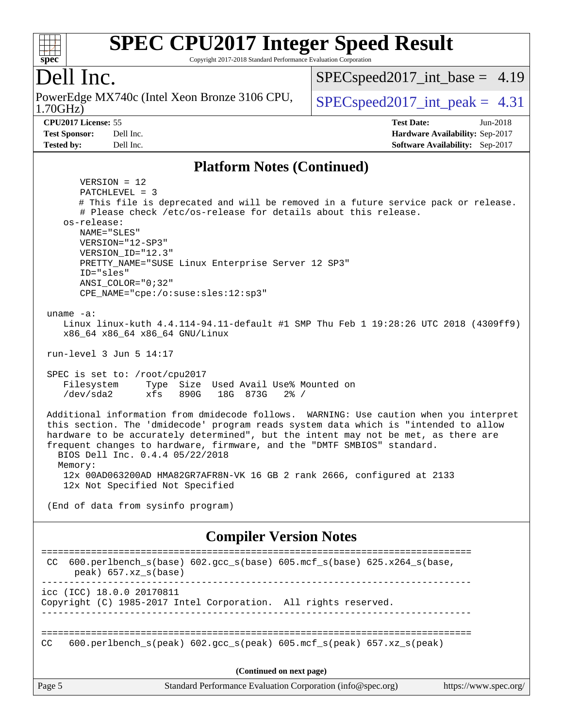# SPEC CPU2017 Integer Speed Result

Copyright 2017-2018 Standard Performance Evaluation Corporation

## Dell Inc.

PowerEdge MX740c (Intel Xeon Bronze 3106 CPU, 1.70GHz)

SPECspeed2017_int_base = 4.19

SPECspeed2017_int_peak = 4.31

**CPU2017 License:** 55
**Test Sponsor:** Dell Inc.
**Tested by:** Dell Inc.

**Test Date:** Jun-2018
**Hardware Availability:** Sep-2017
**Software Availability:** Sep-2017

### Platform Notes (Continued)

```
      VERSION = 12
      PATCHLEVEL = 3
      # This file is deprecated and will be removed in a future service pack or release.
      # Please check /etc/os-release for details about this release.
   os-release:
      NAME="SLES"
      VERSION="12-SP3"
      VERSION_ID="12.3"
      PRETTY_NAME="SUSE Linux Enterprise Server 12 SP3"
      ID="sles"
      ANSI_COLOR="0;32"
      CPE_NAME="cpe:/o:suse:sles:12:sp3"

 uname -a:
    Linux linux-kuth 4.4.114-94.11-default #1 SMP Thu Feb 1 19:28:26 UTC 2018 (4309ff9)
    x86_64 x86_64 x86_64 GNU/Linux

 run-level 3 Jun 5 14:17

 SPEC is set to: /root/cpu2017
    Filesystem     Type  Size  Used Avail Use% Mounted on
    /dev/sda2      xfs   890G   18G  873G   2% /

 Additional information from dmidecode follows.  WARNING: Use caution when you interpret
 this section. The 'dmidecode' program reads system data which is "intended to allow
 hardware to be accurately determined", but the intent may not be met, as there are
 frequent changes to hardware, firmware, and the "DMTF SMBIOS" standard.
   BIOS Dell Inc. 0.4.4 05/22/2018
   Memory:
    12x 00AD063200AD HMA82GR7AFR8N-VK 16 GB 2 rank 2666, configured at 2133
    12x Not Specified Not Specified

 (End of data from sysinfo program)
```

### Compiler Version Notes

```
==============================================================================
 CC  600.perlbench_s(base) 602.gcc_s(base) 605.mcf_s(base) 625.x264_s(base,
      peak) 657.xz_s(base)
------------------------------------------------------------------------------
icc (ICC) 18.0.0 20170811
Copyright (C) 1985-2017 Intel Corporation.  All rights reserved.
------------------------------------------------------------------------------

==============================================================================
CC   600.perlbench_s(peak) 602.gcc_s(peak) 605.mcf_s(peak) 657.xz_s(peak)
```

(Continued on next page)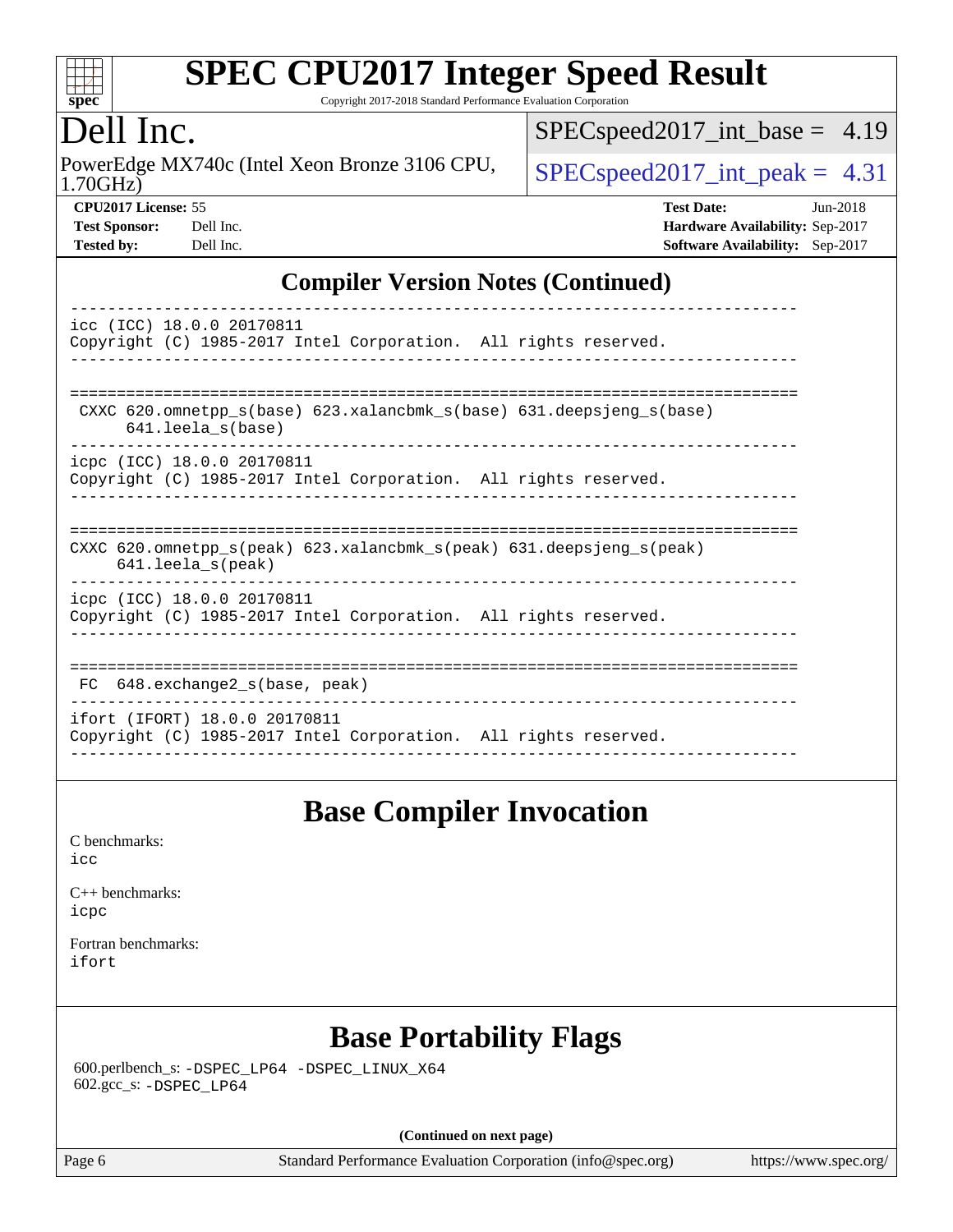## Compiler Version Notes (Continued)

```
------------------------------------------------------------------------------
icc (ICC) 18.0.0 20170811
Copyright (C) 1985-2017 Intel Corporation.  All rights reserved.
------------------------------------------------------------------------------

==============================================================================
 CXXC 620.omnetpp_s(base) 623.xalancbmk_s(base) 631.deepsjeng_s(base)
      641.leela_s(base)
------------------------------------------------------------------------------
icpc (ICC) 18.0.0 20170811
Copyright (C) 1985-2017 Intel Corporation.  All rights reserved.
------------------------------------------------------------------------------

==============================================================================
CXXC 620.omnetpp_s(peak) 623.xalancbmk_s(peak) 631.deepsjeng_s(peak)
     641.leela_s(peak)
------------------------------------------------------------------------------
icpc (ICC) 18.0.0 20170811
Copyright (C) 1985-2017 Intel Corporation.  All rights reserved.
------------------------------------------------------------------------------

==============================================================================
 FC  648.exchange2_s(base, peak)
------------------------------------------------------------------------------
ifort (IFORT) 18.0.0 20170811
Copyright (C) 1985-2017 Intel Corporation.  All rights reserved.
------------------------------------------------------------------------------
```

## Base Compiler Invocation

C benchmarks:
icc

C++ benchmarks:
icpc

Fortran benchmarks:
ifort

## Base Portability Flags

600.perlbench_s: -DSPEC_LP64 -DSPEC_LINUX_X64
602.gcc_s: -DSPEC_LP64

(Continued on next page)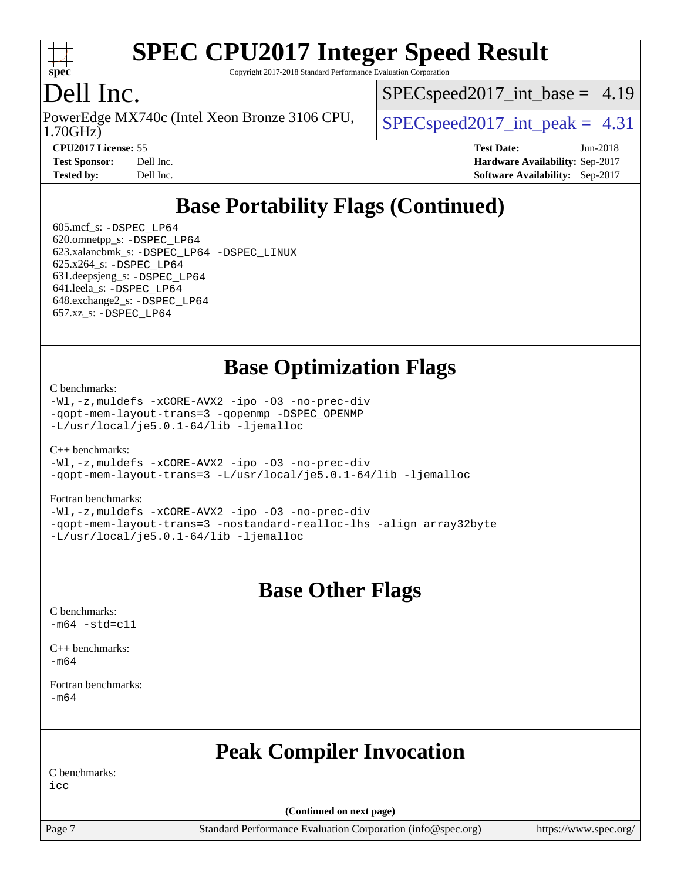# SPEC CPU2017 Integer Speed Result

Copyright 2017-2018 Standard Performance Evaluation Corporation

# Dell Inc.

PowerEdge MX740c (Intel Xeon Bronze 3106 CPU, 1.70GHz)

SPECspeed2017_int_base = 4.19

SPECspeed2017_int_peak = 4.31

**CPU2017 License:** 55
**Test Sponsor:** Dell Inc.
**Tested by:** Dell Inc.

**Test Date:** Jun-2018
**Hardware Availability:** Sep-2017
**Software Availability:** Sep-2017

## Base Portability Flags (Continued)

605.mcf_s: -DSPEC_LP64
620.omnetpp_s: -DSPEC_LP64
623.xalancbmk_s: -DSPEC_LP64 -DSPEC_LINUX
625.x264_s: -DSPEC_LP64
631.deepsjeng_s: -DSPEC_LP64
641.leela_s: -DSPEC_LP64
648.exchange2_s: -DSPEC_LP64
657.xz_s: -DSPEC_LP64

## Base Optimization Flags

C benchmarks:
```
-Wl,-z,muldefs -xCORE-AVX2 -ipo -O3 -no-prec-div
-qopt-mem-layout-trans=3 -qopenmp -DSPEC_OPENMP
-L/usr/local/je5.0.1-64/lib -ljemalloc
```

C++ benchmarks:
```
-Wl,-z,muldefs -xCORE-AVX2 -ipo -O3 -no-prec-div
-qopt-mem-layout-trans=3 -L/usr/local/je5.0.1-64/lib -ljemalloc
```

Fortran benchmarks:
```
-Wl,-z,muldefs -xCORE-AVX2 -ipo -O3 -no-prec-div
-qopt-mem-layout-trans=3 -nostandard-realloc-lhs -align array32byte
-L/usr/local/je5.0.1-64/lib -ljemalloc
```

## Base Other Flags

C benchmarks:
```
-m64 -std=c11
```

C++ benchmarks:
```
-m64
```

Fortran benchmarks:
```
-m64
```

## Peak Compiler Invocation

C benchmarks:
```
icc
```

**(Continued on next page)**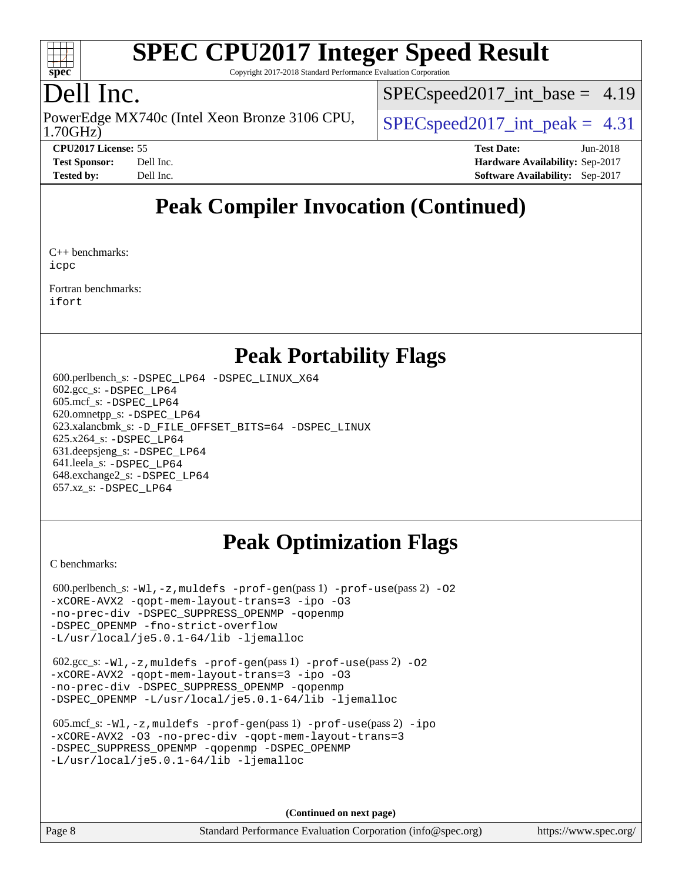# SPEC CPU2017 Integer Speed Result

Copyright 2017-2018 Standard Performance Evaluation Corporation

## Dell Inc.

PowerEdge MX740c (Intel Xeon Bronze 3106 CPU, 1.70GHz)

SPECspeed2017_int_base = 4.19

SPECspeed2017_int_peak = 4.31

**CPU2017 License:** 55
**Test Sponsor:** Dell Inc.
**Tested by:** Dell Inc.

**Test Date:** Jun-2018
**Hardware Availability:** Sep-2017
**Software Availability:** Sep-2017

## Peak Compiler Invocation (Continued)

C++ benchmarks:
icpc

Fortran benchmarks:
ifort

## Peak Portability Flags

600.perlbench_s: -DSPEC_LP64 -DSPEC_LINUX_X64
602.gcc_s: -DSPEC_LP64
605.mcf_s: -DSPEC_LP64
620.omnetpp_s: -DSPEC_LP64
623.xalancbmk_s: -D_FILE_OFFSET_BITS=64 -DSPEC_LINUX
625.x264_s: -DSPEC_LP64
631.deepsjeng_s: -DSPEC_LP64
641.leela_s: -DSPEC_LP64
648.exchange2_s: -DSPEC_LP64
657.xz_s: -DSPEC_LP64

## Peak Optimization Flags

C benchmarks:

600.perlbench_s: -Wl,-z,muldefs -prof-gen(pass 1) -prof-use(pass 2) -O2 -xCORE-AVX2 -qopt-mem-layout-trans=3 -ipo -O3 -no-prec-div -DSPEC_SUPPRESS_OPENMP -qopenmp -DSPEC_OPENMP -fno-strict-overflow -L/usr/local/je5.0.1-64/lib -ljemalloc

602.gcc_s: -Wl,-z,muldefs -prof-gen(pass 1) -prof-use(pass 2) -O2 -xCORE-AVX2 -qopt-mem-layout-trans=3 -ipo -O3 -no-prec-div -DSPEC_SUPPRESS_OPENMP -qopenmp -DSPEC_OPENMP -L/usr/local/je5.0.1-64/lib -ljemalloc

605.mcf_s: -Wl,-z,muldefs -prof-gen(pass 1) -prof-use(pass 2) -ipo -xCORE-AVX2 -O3 -no-prec-div -qopt-mem-layout-trans=3 -DSPEC_SUPPRESS_OPENMP -qopenmp -DSPEC_OPENMP -L/usr/local/je5.0.1-64/lib -ljemalloc

(Continued on next page)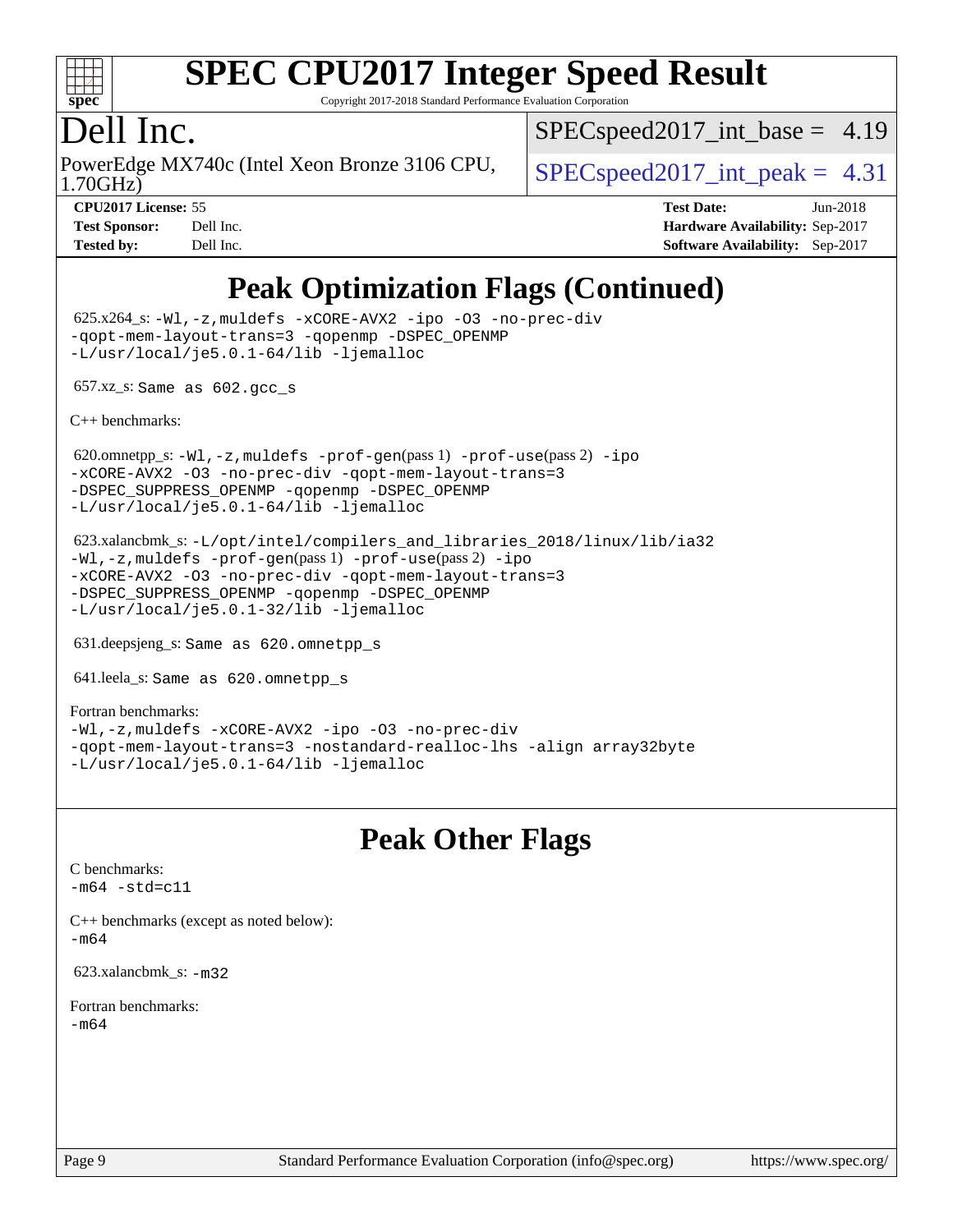# Peak Optimization Flags (Continued)

625.x264_s: `-Wl,-z,muldefs -xCORE-AVX2 -ipo -O3 -no-prec-div -qopt-mem-layout-trans=3 -qopenmp -DSPEC_OPENMP -L/usr/local/je5.0.1-64/lib -ljemalloc`

657.xz_s: `Same as 602.gcc_s`

C++ benchmarks:

620.omnetpp_s: `-Wl,-z,muldefs -prof-gen`(pass 1) `-prof-use`(pass 2) `-ipo -xCORE-AVX2 -O3 -no-prec-div -qopt-mem-layout-trans=3 -DSPEC_SUPPRESS_OPENMP -qopenmp -DSPEC_OPENMP -L/usr/local/je5.0.1-64/lib -ljemalloc`

623.xalancbmk_s: `-L/opt/intel/compilers_and_libraries_2018/linux/lib/ia32 -Wl,-z,muldefs -prof-gen`(pass 1) `-prof-use`(pass 2) `-ipo -xCORE-AVX2 -O3 -no-prec-div -qopt-mem-layout-trans=3 -DSPEC_SUPPRESS_OPENMP -qopenmp -DSPEC_OPENMP -L/usr/local/je5.0.1-32/lib -ljemalloc`

631.deepsjeng_s: `Same as 620.omnetpp_s`

641.leela_s: `Same as 620.omnetpp_s`

Fortran benchmarks:
`-Wl,-z,muldefs -xCORE-AVX2 -ipo -O3 -no-prec-div -qopt-mem-layout-trans=3 -nostandard-realloc-lhs -align array32byte -L/usr/local/je5.0.1-64/lib -ljemalloc`

# Peak Other Flags

C benchmarks:
`-m64 -std=c11`

C++ benchmarks (except as noted below):
`-m64`

623.xalancbmk_s: `-m32`

Fortran benchmarks:
`-m64`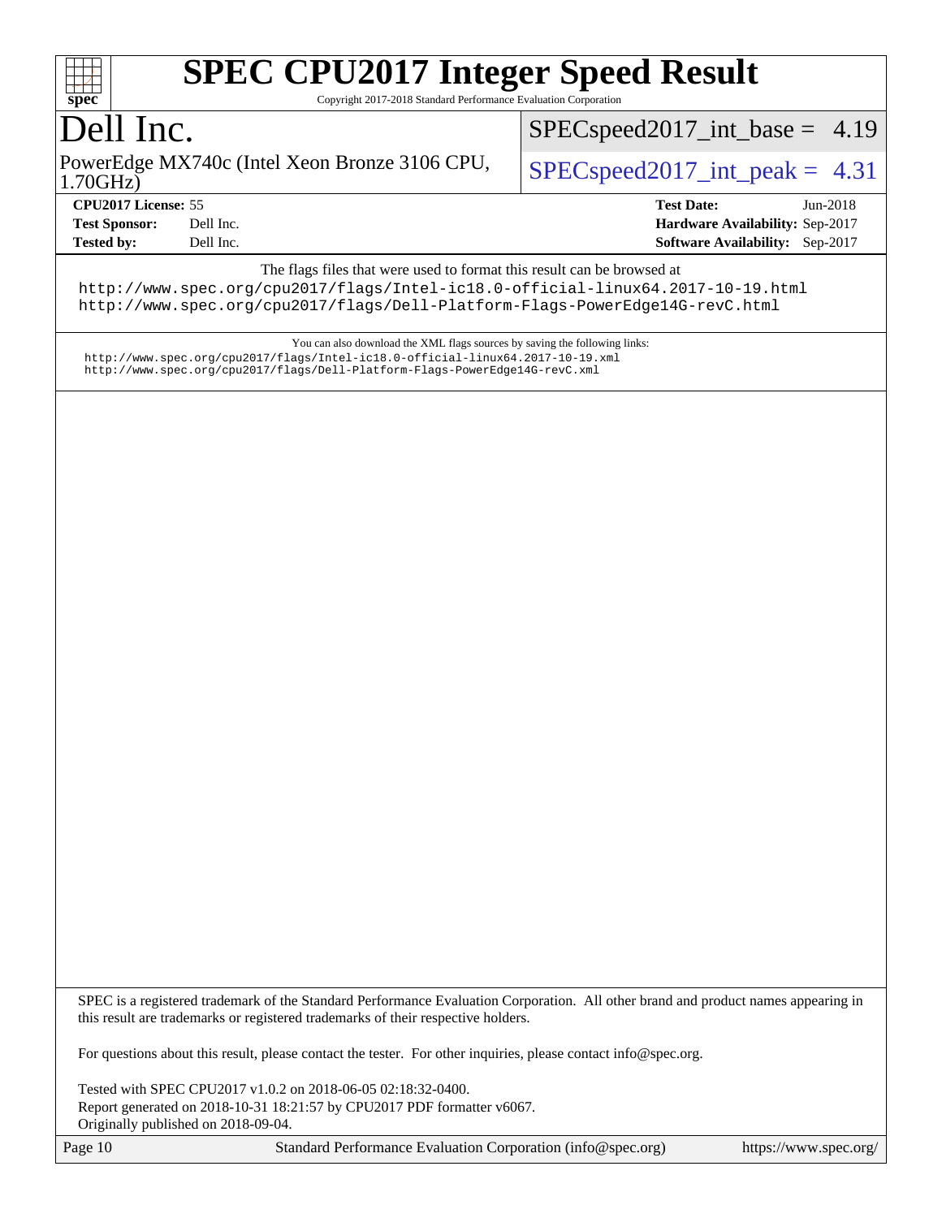# SPEC CPU2017 Integer Speed Result

Copyright 2017-2018 Standard Performance Evaluation Corporation

## Dell Inc.

PowerEdge MX740c (Intel Xeon Bronze 3106 CPU, 1.70GHz)

SPECspeed2017_int_base = 4.19

SPECspeed2017_int_peak = 4.31

**CPU2017 License:** 55
**Test Sponsor:** Dell Inc.
**Tested by:** Dell Inc.

**Test Date:** Jun-2018
**Hardware Availability:** Sep-2017
**Software Availability:** Sep-2017

The flags files that were used to format this result can be browsed at

http://www.spec.org/cpu2017/flags/Intel-ic18.0-official-linux64.2017-10-19.html
http://www.spec.org/cpu2017/flags/Dell-Platform-Flags-PowerEdge14G-revC.html

You can also download the XML flags sources by saving the following links:

http://www.spec.org/cpu2017/flags/Intel-ic18.0-official-linux64.2017-10-19.xml
http://www.spec.org/cpu2017/flags/Dell-Platform-Flags-PowerEdge14G-revC.xml

SPEC is a registered trademark of the Standard Performance Evaluation Corporation. All other brand and product names appearing in this result are trademarks or registered trademarks of their respective holders.

For questions about this result, please contact the tester. For other inquiries, please contact info@spec.org.

Tested with SPEC CPU2017 v1.0.2 on 2018-06-05 02:18:32-0400.
Report generated on 2018-10-31 18:21:57 by CPU2017 PDF formatter v6067.
Originally published on 2018-09-04.